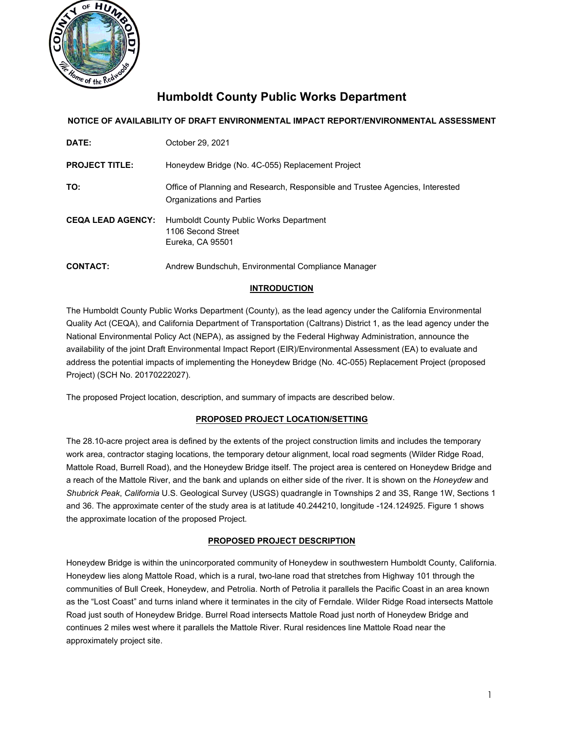# Humboldt County Public Works Department

**NOTICE OF AVAILABILITY OF DRAFT ENVIRONMENTAL IMPACT REPORT/ENVIRONMENTAL ASSESSMENT**

| | |
|---|---|
| **DATE:** | October 29, 2021 |
| **PROJECT TITLE:** | Honeydew Bridge (No. 4C-055) Replacement Project |
| **TO:** | Office of Planning and Research, Responsible and Trustee Agencies, Interested Organizations and Parties |
| **CEQA LEAD AGENCY:** | Humboldt County Public Works Department<br>1106 Second Street<br>Eureka, CA 95501 |
| **CONTACT:** | Andrew Bundschuh, Environmental Compliance Manager |

## INTRODUCTION

The Humboldt County Public Works Department (County), as the lead agency under the California Environmental Quality Act (CEQA), and California Department of Transportation (Caltrans) District 1, as the lead agency under the National Environmental Policy Act (NEPA), as assigned by the Federal Highway Administration, announce the availability of the joint Draft Environmental Impact Report (EIR)/Environmental Assessment (EA) to evaluate and address the potential impacts of implementing the Honeydew Bridge (No. 4C-055) Replacement Project (proposed Project) (SCH No. 20170222027).

The proposed Project location, description, and summary of impacts are described below.

## PROPOSED PROJECT LOCATION/SETTING

The 28.10-acre project area is defined by the extents of the project construction limits and includes the temporary work area, contractor staging locations, the temporary detour alignment, local road segments (Wilder Ridge Road, Mattole Road, Burrell Road), and the Honeydew Bridge itself. The project area is centered on Honeydew Bridge and a reach of the Mattole River, and the bank and uplands on either side of the river. It is shown on the *Honeydew* and *Shubrick Peak*, *California* U.S. Geological Survey (USGS) quadrangle in Townships 2 and 3S, Range 1W, Sections 1 and 36. The approximate center of the study area is at latitude 40.244210, longitude -124.124925. Figure 1 shows the approximate location of the proposed Project.

## PROPOSED PROJECT DESCRIPTION

Honeydew Bridge is within the unincorporated community of Honeydew in southwestern Humboldt County, California. Honeydew lies along Mattole Road, which is a rural, two-lane road that stretches from Highway 101 through the communities of Bull Creek, Honeydew, and Petrolia. North of Petrolia it parallels the Pacific Coast in an area known as the "Lost Coast" and turns inland where it terminates in the city of Ferndale. Wilder Ridge Road intersects Mattole Road just south of Honeydew Bridge. Burrel Road intersects Mattole Road just north of Honeydew Bridge and continues 2 miles west where it parallels the Mattole River. Rural residences line Mattole Road near the approximately project site.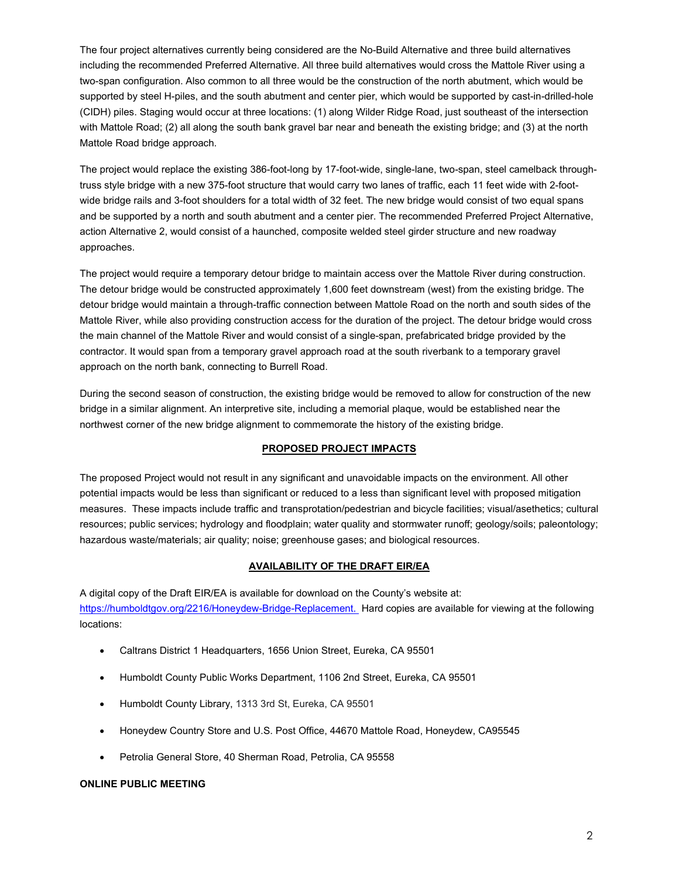The four project alternatives currently being considered are the No-Build Alternative and three build alternatives including the recommended Preferred Alternative. All three build alternatives would cross the Mattole River using a two-span configuration. Also common to all three would be the construction of the north abutment, which would be supported by steel H-piles, and the south abutment and center pier, which would be supported by cast-in-drilled-hole (CIDH) piles. Staging would occur at three locations: (1) along Wilder Ridge Road, just southeast of the intersection with Mattole Road; (2) all along the south bank gravel bar near and beneath the existing bridge; and (3) at the north Mattole Road bridge approach.

The project would replace the existing 386-foot-long by 17-foot-wide, single-lane, two-span, steel camelback through-truss style bridge with a new 375-foot structure that would carry two lanes of traffic, each 11 feet wide with 2-foot-wide bridge rails and 3-foot shoulders for a total width of 32 feet. The new bridge would consist of two equal spans and be supported by a north and south abutment and a center pier. The recommended Preferred Project Alternative, action Alternative 2, would consist of a haunched, composite welded steel girder structure and new roadway approaches.

The project would require a temporary detour bridge to maintain access over the Mattole River during construction. The detour bridge would be constructed approximately 1,600 feet downstream (west) from the existing bridge. The detour bridge would maintain a through-traffic connection between Mattole Road on the north and south sides of the Mattole River, while also providing construction access for the duration of the project. The detour bridge would cross the main channel of the Mattole River and would consist of a single-span, prefabricated bridge provided by the contractor. It would span from a temporary gravel approach road at the south riverbank to a temporary gravel approach on the north bank, connecting to Burrell Road.

During the second season of construction, the existing bridge would be removed to allow for construction of the new bridge in a similar alignment. An interpretive site, including a memorial plaque, would be established near the northwest corner of the new bridge alignment to commemorate the history of the existing bridge.

## PROPOSED PROJECT IMPACTS

The proposed Project would not result in any significant and unavoidable impacts on the environment. All other potential impacts would be less than significant or reduced to a less than significant level with proposed mitigation measures. These impacts include traffic and transprotation/pedestrian and bicycle facilities; visual/asethetics; cultural resources; public services; hydrology and floodplain; water quality and stormwater runoff; geology/soils; paleontology; hazardous waste/materials; air quality; noise; greenhouse gases; and biological resources.

## AVAILABILITY OF THE DRAFT EIR/EA

A digital copy of the Draft EIR/EA is available for download on the County's website at: https://humboldtgov.org/2216/Honeydew-Bridge-Replacement. Hard copies are available for viewing at the following locations:

- Caltrans District 1 Headquarters, 1656 Union Street, Eureka, CA 95501
- Humboldt County Public Works Department, 1106 2nd Street, Eureka, CA 95501
- Humboldt County Library, 1313 3rd St, Eureka, CA 95501
- Honeydew Country Store and U.S. Post Office, 44670 Mattole Road, Honeydew, CA95545
- Petrolia General Store, 40 Sherman Road, Petrolia, CA 95558

**ONLINE PUBLIC MEETING**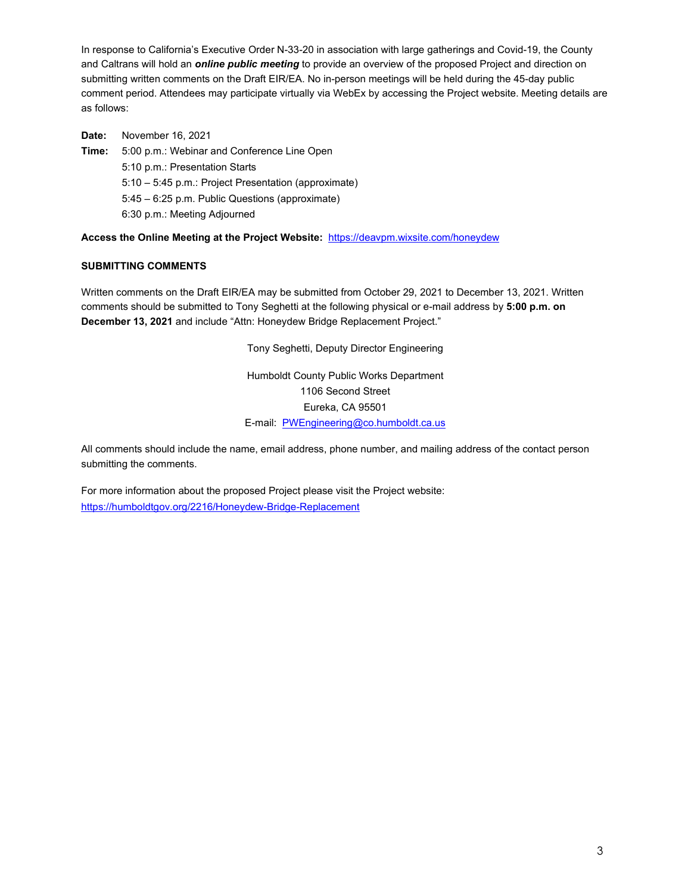In response to California's Executive Order N-33-20 in association with large gatherings and Covid-19, the County and Caltrans will hold an ***online public meeting*** to provide an overview of the proposed Project and direction on submitting written comments on the Draft EIR/EA. No in-person meetings will be held during the 45-day public comment period. Attendees may participate virtually via WebEx by accessing the Project website. Meeting details are as follows:

**Date:** November 16, 2021

**Time:** 5:00 p.m.: Webinar and Conference Line Open

5:10 p.m.: Presentation Starts

5:10 – 5:45 p.m.: Project Presentation (approximate)

5:45 – 6:25 p.m. Public Questions (approximate)

6:30 p.m.: Meeting Adjourned

**Access the Online Meeting at the Project Website:** https://deavpm.wixsite.com/honeydew

**SUBMITTING COMMENTS**

Written comments on the Draft EIR/EA may be submitted from October 29, 2021 to December 13, 2021. Written comments should be submitted to Tony Seghetti at the following physical or e-mail address by **5:00 p.m. on December 13, 2021** and include "Attn: Honeydew Bridge Replacement Project."

Tony Seghetti, Deputy Director Engineering

Humboldt County Public Works Department
1106 Second Street
Eureka, CA 95501
E-mail: PWEngineering@co.humboldt.ca.us

All comments should include the name, email address, phone number, and mailing address of the contact person submitting the comments.

For more information about the proposed Project please visit the Project website:
https://humboldtgov.org/2216/Honeydew-Bridge-Replacement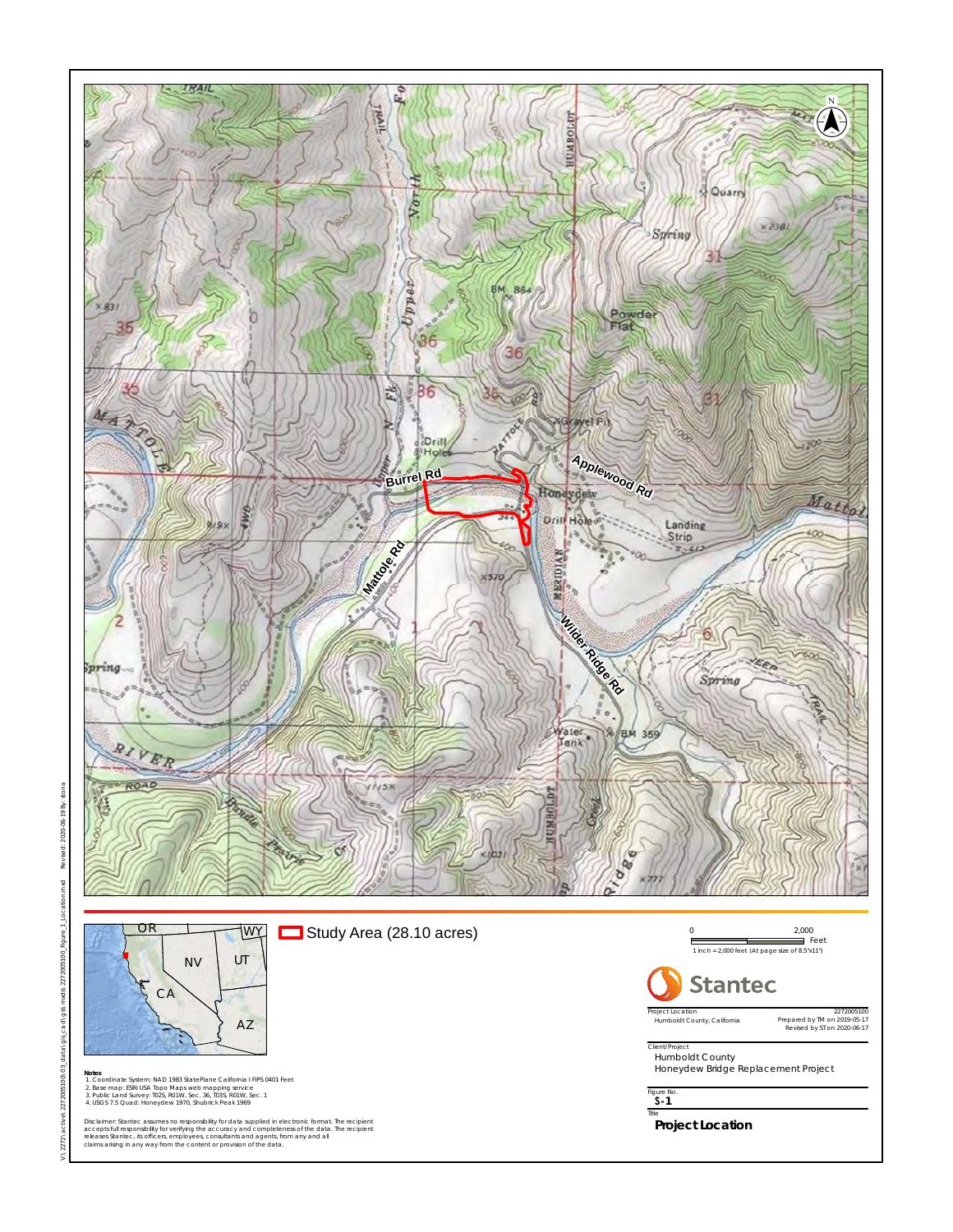Study Area (28.10 acres)

0 2,000 Feet
1 inch = 2,000 feet (At page size of 8.5"x11")

Stantec

Project Location
Humboldt County, California

2272005100
Prepared by TM on 2019-05-17
Revised by ST on 2020-06-17

Client/Project
Humboldt County
Honeydew Bridge Replacement Project

Figure No.
S-1

Title
**Project Location**

**Notes**
1. Coordinate System: NAD 1983 StatePlane California I FIPS 0401 Feet
2. Base map: ESRI USA Topo Maps web mapping service
3. Public Land Survey: T02S, R01W, Sec. 36, T03S, R01W, Sec. 1
4. USGS 7.5 Quad: Honeydew 1970, Shubrick Peak 1969

Disclaimer: Stantec assumes no responsibility for data supplied in electronic format. The recipient accepts full responsibility for verifying the accuracy and completeness of the data. The recipient releases Stantec, its officers, employees, consultants and agents, from any and all claims arising in any way from the content or provision of the data.

V:\2272\active\2272005100\03_data\gis_cad\gis\mxds\2272005100_Figure_1_Location.mxd Revised: 2020-06-19 By: stona